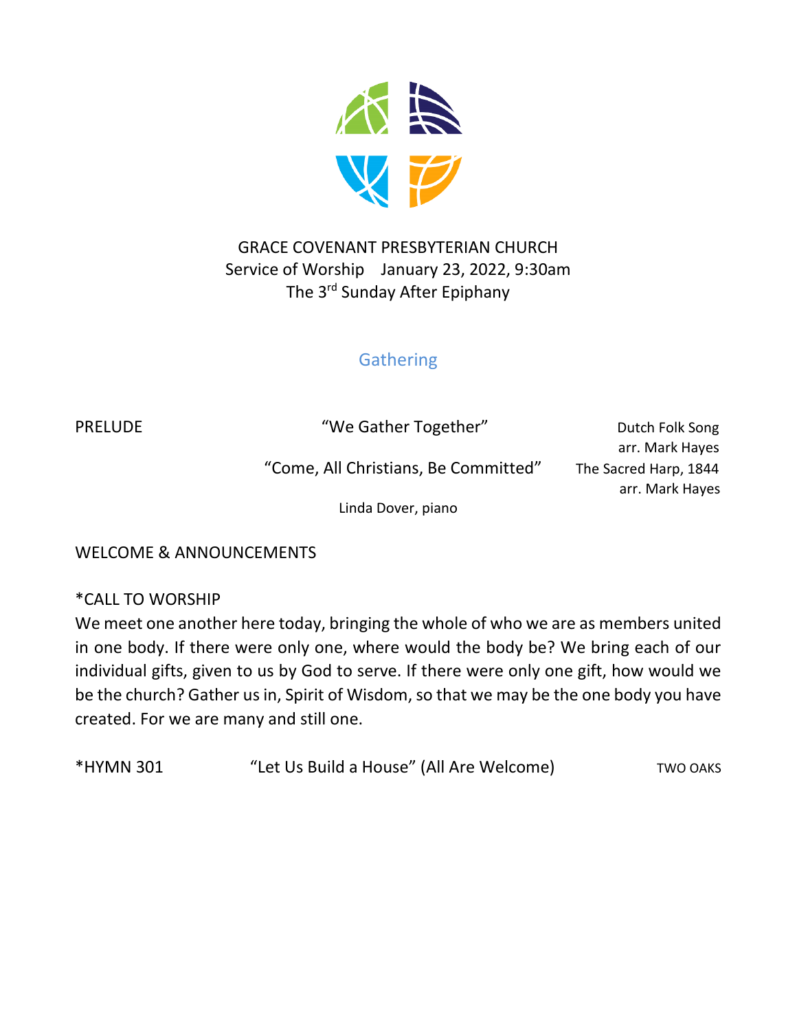# GRACE COVENANT PRESBYTERIAN CHURCH

Service of Worship January 23, 2022, 9:30am

The 3rd Sunday After Epiphany

## Gathering

PRELUDE "We Gather Together" Dutch Folk Song
arr. Mark Hayes

"Come, All Christians, Be Committed" The Sacred Harp, 1844
arr. Mark Hayes

Linda Dover, piano

WELCOME & ANNOUNCEMENTS

*CALL TO WORSHIP

We meet one another here today, bringing the whole of who we are as members united in one body. If there were only one, where would the body be? We bring each of our individual gifts, given to us by God to serve. If there were only one gift, how would we be the church? Gather us in, Spirit of Wisdom, so that we may be the one body you have created. For we are many and still one.

*HYMN 301 "Let Us Build a House" (All Are Welcome) TWO OAKS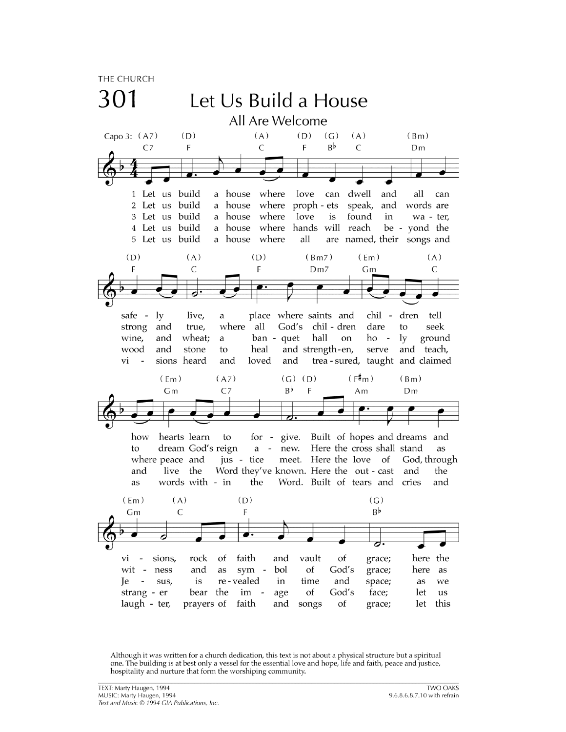THE CHURCH

# 301 Let Us Build a House

## All Are Welcome

Capo 3

1 Let us build a house where love can dwell and all can safely live, a place where saints and children tell how hearts learn to forgive. Built of hopes and dreams and visions, rock of faith and vault of grace; here the

2 Let us build a house where prophets speak, and words are strong and true, where all God's children dare to seek to dream God's reign anew. Here the cross shall stand as witness and as symbol of God's grace; here as

3 Let us build a house where love is found in water, wine, and wheat; a banquet hall on holy ground where peace and justice meet. Here the love of God, through Jesus, is revealed in time and space; as we

4 Let us build a house where hands will reach beyond the wood and stone to heal and strengthen, serve and teach, and live the Word they've known. Here the outcast and the stranger bear the image of God's face; let us

5 Let us build a house where all are named, their songs and visions heard and loved and treasured, taught and claimed as words within the Word. Built of tears and cries and laughter, prayers of faith and songs of grace; let this

Although it was written for a church dedication, this text is not about a physical structure but a spiritual one. The building is at best only a vessel for the essential love and hope, life and faith, peace and justice, hospitality and nurture that form the worshiping community.

TEXT: Marty Haugen, 1994
MUSIC: Marty Haugen, 1994
*Text and Music © 1994 GIA Publications, Inc.*

TWO OAKS
9.6.8.6.8.7.10 with refrain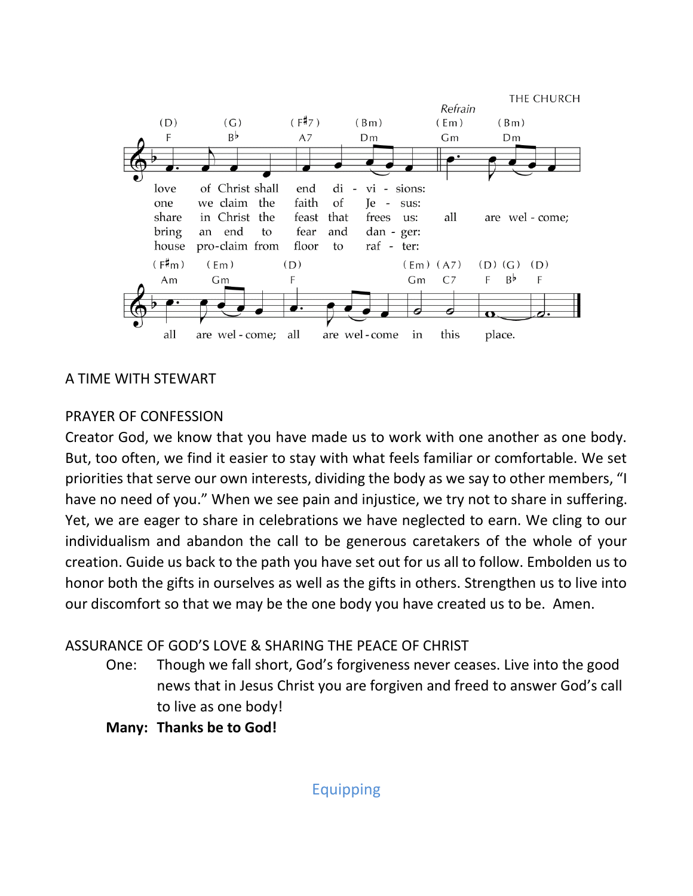THE CHURCH

Refrain

love of Christ shall end di - vi - sions:
one we claim the faith of Je - sus:
share in Christ the feast that frees us: all are wel - come;
bring an end to fear and dan - ger:
house pro-claim from floor to raf - ter:

all are wel - come; all are wel-come in this place.

A TIME WITH STEWART

PRAYER OF CONFESSION

Creator God, we know that you have made us to work with one another as one body. But, too often, we find it easier to stay with what feels familiar or comfortable. We set priorities that serve our own interests, dividing the body as we say to other members, "I have no need of you." When we see pain and injustice, we try not to share in suffering. Yet, we are eager to share in celebrations we have neglected to earn. We cling to our individualism and abandon the call to be generous caretakers of the whole of your creation. Guide us back to the path you have set out for us all to follow. Embolden us to honor both the gifts in ourselves as well as the gifts in others. Strengthen us to live into our discomfort so that we may be the one body you have created us to be. Amen.

ASSURANCE OF GOD'S LOVE & SHARING THE PEACE OF CHRIST

One: Though we fall short, God's forgiveness never ceases. Live into the good news that in Jesus Christ you are forgiven and freed to answer God's call to live as one body!

**Many: Thanks be to God!**

## Equipping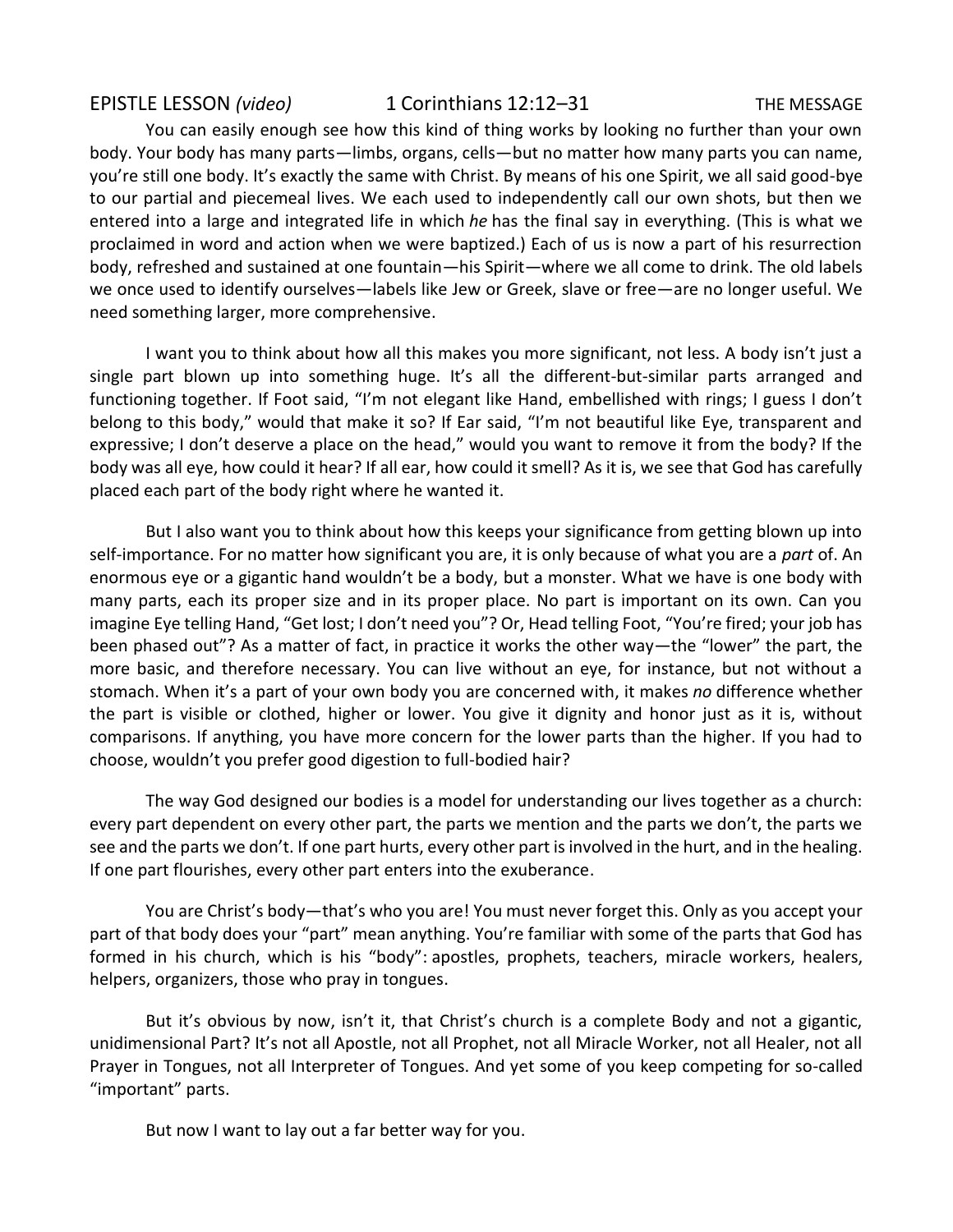EPISTLE LESSON *(video)* 1 Corinthians 12:12–31 THE MESSAGE

You can easily enough see how this kind of thing works by looking no further than your own body. Your body has many parts—limbs, organs, cells—but no matter how many parts you can name, you're still one body. It's exactly the same with Christ. By means of his one Spirit, we all said good-bye to our partial and piecemeal lives. We each used to independently call our own shots, but then we entered into a large and integrated life in which *he* has the final say in everything. (This is what we proclaimed in word and action when we were baptized.) Each of us is now a part of his resurrection body, refreshed and sustained at one fountain—his Spirit—where we all come to drink. The old labels we once used to identify ourselves—labels like Jew or Greek, slave or free—are no longer useful. We need something larger, more comprehensive.

I want you to think about how all this makes you more significant, not less. A body isn't just a single part blown up into something huge. It's all the different-but-similar parts arranged and functioning together. If Foot said, "I'm not elegant like Hand, embellished with rings; I guess I don't belong to this body," would that make it so? If Ear said, "I'm not beautiful like Eye, transparent and expressive; I don't deserve a place on the head," would you want to remove it from the body? If the body was all eye, how could it hear? If all ear, how could it smell? As it is, we see that God has carefully placed each part of the body right where he wanted it.

But I also want you to think about how this keeps your significance from getting blown up into self-importance. For no matter how significant you are, it is only because of what you are a *part* of. An enormous eye or a gigantic hand wouldn't be a body, but a monster. What we have is one body with many parts, each its proper size and in its proper place. No part is important on its own. Can you imagine Eye telling Hand, "Get lost; I don't need you"? Or, Head telling Foot, "You're fired; your job has been phased out"? As a matter of fact, in practice it works the other way—the "lower" the part, the more basic, and therefore necessary. You can live without an eye, for instance, but not without a stomach. When it's a part of your own body you are concerned with, it makes *no* difference whether the part is visible or clothed, higher or lower. You give it dignity and honor just as it is, without comparisons. If anything, you have more concern for the lower parts than the higher. If you had to choose, wouldn't you prefer good digestion to full-bodied hair?

The way God designed our bodies is a model for understanding our lives together as a church: every part dependent on every other part, the parts we mention and the parts we don't, the parts we see and the parts we don't. If one part hurts, every other part is involved in the hurt, and in the healing. If one part flourishes, every other part enters into the exuberance.

You are Christ's body—that's who you are! You must never forget this. Only as you accept your part of that body does your "part" mean anything. You're familiar with some of the parts that God has formed in his church, which is his "body": apostles, prophets, teachers, miracle workers, healers, helpers, organizers, those who pray in tongues.

But it's obvious by now, isn't it, that Christ's church is a complete Body and not a gigantic, unidimensional Part? It's not all Apostle, not all Prophet, not all Miracle Worker, not all Healer, not all Prayer in Tongues, not all Interpreter of Tongues. And yet some of you keep competing for so-called "important" parts.

But now I want to lay out a far better way for you.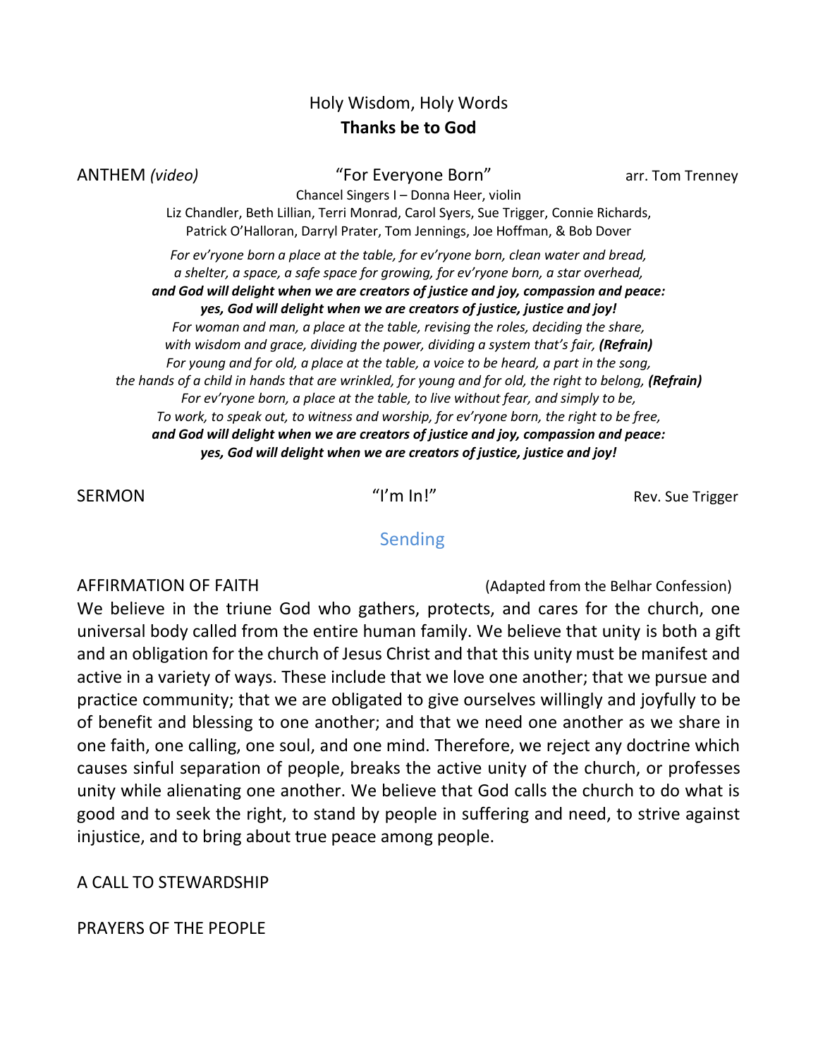Holy Wisdom, Holy Words
**Thanks be to God**

ANTHEM *(video)* "For Everyone Born" arr. Tom Trenney

Chancel Singers I – Donna Heer, violin
Liz Chandler, Beth Lillian, Terri Monrad, Carol Syers, Sue Trigger, Connie Richards, Patrick O'Halloran, Darryl Prater, Tom Jennings, Joe Hoffman, & Bob Dover

*For ev'ryone born a place at the table, for ev'ryone born, clean water and bread,*
*a shelter, a space, a safe space for growing, for ev'ryone born, a star overhead,*
***and God will delight when we are creators of justice and joy, compassion and peace:***
***yes, God will delight when we are creators of justice, justice and joy!***
*For woman and man, a place at the table, revising the roles, deciding the share,*
*with wisdom and grace, dividing the power, dividing a system that's fair,* ***(Refrain)***
*For young and for old, a place at the table, a voice to be heard, a part in the song,*
*the hands of a child in hands that are wrinkled, for young and for old, the right to belong,* ***(Refrain)***
*For ev'ryone born, a place at the table, to live without fear, and simply to be,*
*To work, to speak out, to witness and worship, for ev'ryone born, the right to be free,*
***and God will delight when we are creators of justice and joy, compassion and peace:***
***yes, God will delight when we are creators of justice, justice and joy!***

SERMON "I'm In!" Rev. Sue Trigger

## Sending

AFFIRMATION OF FAITH (Adapted from the Belhar Confession)

We believe in the triune God who gathers, protects, and cares for the church, one universal body called from the entire human family. We believe that unity is both a gift and an obligation for the church of Jesus Christ and that this unity must be manifest and active in a variety of ways. These include that we love one another; that we pursue and practice community; that we are obligated to give ourselves willingly and joyfully to be of benefit and blessing to one another; and that we need one another as we share in one faith, one calling, one soul, and one mind. Therefore, we reject any doctrine which causes sinful separation of people, breaks the active unity of the church, or professes unity while alienating one another. We believe that God calls the church to do what is good and to seek the right, to stand by people in suffering and need, to strive against injustice, and to bring about true peace among people.

A CALL TO STEWARDSHIP

PRAYERS OF THE PEOPLE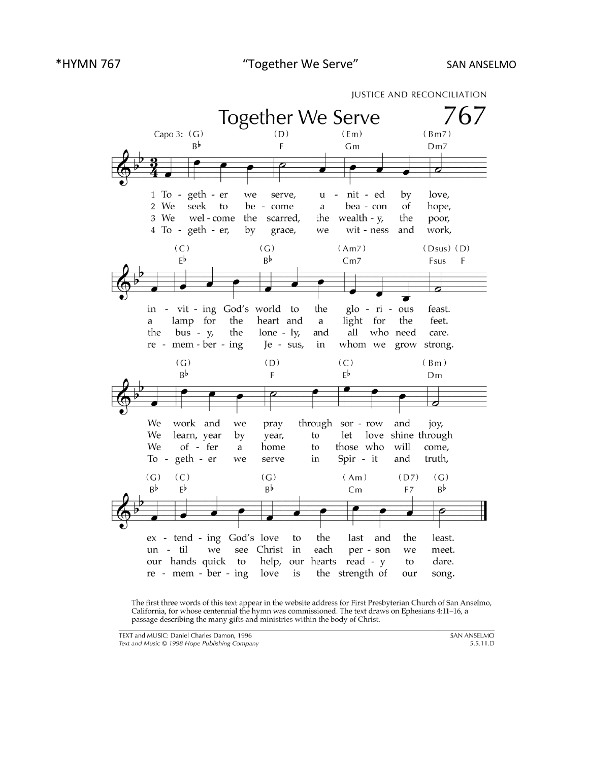*HYMN 767 "Together We Serve" SAN ANSELMO

JUSTICE AND RECONCILIATION

# Together We Serve 767

1 Together we serve, united by love,
in inviting God's world to the glorious feast.
We work and we pray through sorrow and joy,
extending God's love to the last and the least.

2 We seek to become a beacon of hope,
a lamp for the heart and a light for the feet.
We learn, year by year, to let love shine through
until we see Christ in each person we meet.

3 We welcome the scarred, the wealthy, the poor,
the busy, the lonely, and all who need care.
We offer a home to those who will come,
our hands quick to help, our hearts ready to dare.

4 Together, by grace, we witness and work,
remembering Jesus, in whom we grow strong.
Together we serve in Spirit and truth,
remembering love is the strength of our song.

The first three words of this text appear in the website address for First Presbyterian Church of San Anselmo, California, for whose centennial the hymn was commissioned. The text draws on Ephesians 4:11–16, a passage describing the many gifts and ministries within the body of Christ.

TEXT and MUSIC: Daniel Charles Damon, 1996
*Text and Music © 1998 Hope Publishing Company*

SAN ANSELMO
5.5.11.D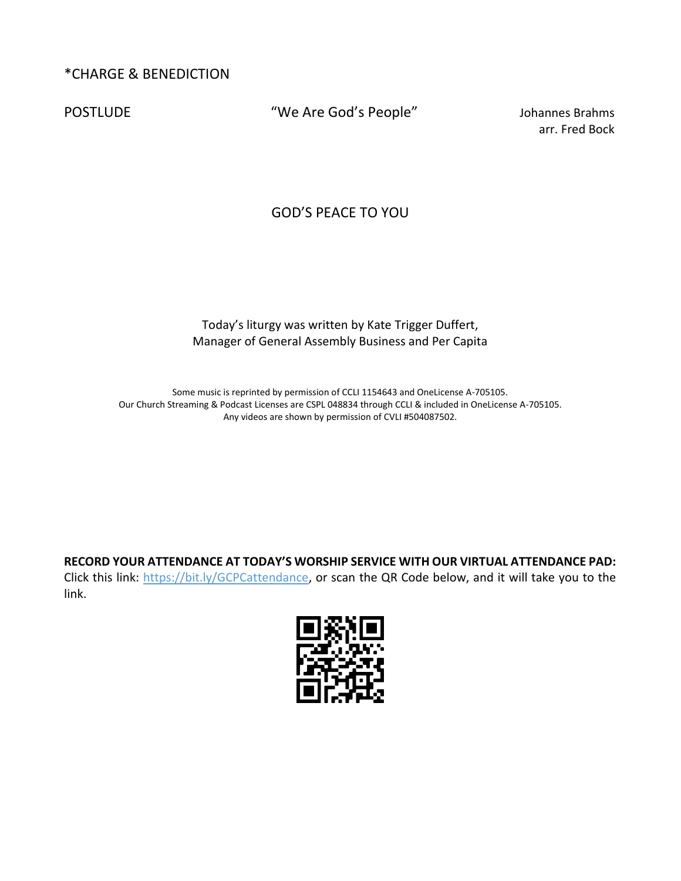*CHARGE & BENEDICTION

POSTLUDE "We Are God's People" Johannes Brahms
arr. Fred Bock

GOD'S PEACE TO YOU

Today's liturgy was written by Kate Trigger Duffert,
Manager of General Assembly Business and Per Capita

Some music is reprinted by permission of CCLI 1154643 and OneLicense A-705105.
Our Church Streaming & Podcast Licenses are CSPL 048834 through CCLI & included in OneLicense A-705105.
Any videos are shown by permission of CVLI #504087502.

**RECORD YOUR ATTENDANCE AT TODAY'S WORSHIP SERVICE WITH OUR VIRTUAL ATTENDANCE PAD:**
Click this link: https://bit.ly/GCPCattendance, or scan the QR Code below, and it will take you to the link.